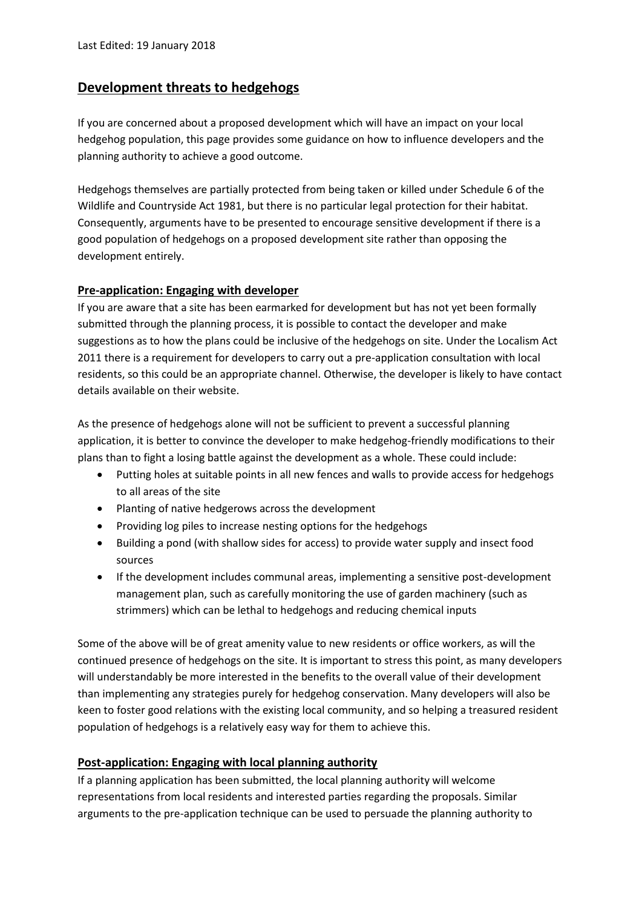Last Edited: 19 January 2018

# Development threats to hedgehogs

If you are concerned about a proposed development which will have an impact on your local hedgehog population, this page provides some guidance on how to influence developers and the planning authority to achieve a good outcome.

Hedgehogs themselves are partially protected from being taken or killed under Schedule 6 of the Wildlife and Countryside Act 1981, but there is no particular legal protection for their habitat. Consequently, arguments have to be presented to encourage sensitive development if there is a good population of hedgehogs on a proposed development site rather than opposing the development entirely.

## Pre-application: Engaging with developer

If you are aware that a site has been earmarked for development but has not yet been formally submitted through the planning process, it is possible to contact the developer and make suggestions as to how the plans could be inclusive of the hedgehogs on site. Under the Localism Act 2011 there is a requirement for developers to carry out a pre-application consultation with local residents, so this could be an appropriate channel. Otherwise, the developer is likely to have contact details available on their website.

As the presence of hedgehogs alone will not be sufficient to prevent a successful planning application, it is better to convince the developer to make hedgehog-friendly modifications to their plans than to fight a losing battle against the development as a whole. These could include:

- Putting holes at suitable points in all new fences and walls to provide access for hedgehogs to all areas of the site
- Planting of native hedgerows across the development
- Providing log piles to increase nesting options for the hedgehogs
- Building a pond (with shallow sides for access) to provide water supply and insect food sources
- If the development includes communal areas, implementing a sensitive post-development management plan, such as carefully monitoring the use of garden machinery (such as strimmers) which can be lethal to hedgehogs and reducing chemical inputs

Some of the above will be of great amenity value to new residents or office workers, as will the continued presence of hedgehogs on the site. It is important to stress this point, as many developers will understandably be more interested in the benefits to the overall value of their development than implementing any strategies purely for hedgehog conservation. Many developers will also be keen to foster good relations with the existing local community, and so helping a treasured resident population of hedgehogs is a relatively easy way for them to achieve this.

## Post-application: Engaging with local planning authority

If a planning application has been submitted, the local planning authority will welcome representations from local residents and interested parties regarding the proposals. Similar arguments to the pre-application technique can be used to persuade the planning authority to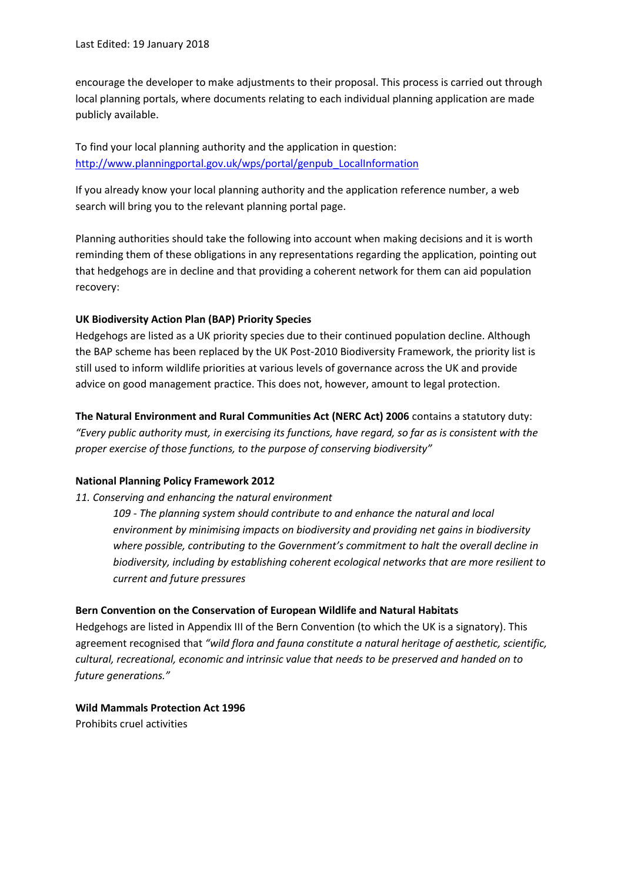encourage the developer to make adjustments to their proposal. This process is carried out through local planning portals, where documents relating to each individual planning application are made publicly available.

To find your local planning authority and the application in question: [http://www.planningportal.gov.uk/wps/portal/genpub_LocalInformation](http://www.planningportal.gov.uk/wps/portal/genpub_LocalInformation)

If you already know your local planning authority and the application reference number, a web search will bring you to the relevant planning portal page.

Planning authorities should take the following into account when making decisions and it is worth reminding them of these obligations in any representations regarding the application, pointing out that hedgehogs are in decline and that providing a coherent network for them can aid population recovery:

**UK Biodiversity Action Plan (BAP) Priority Species**

Hedgehogs are listed as a UK priority species due to their continued population decline. Although the BAP scheme has been replaced by the UK Post-2010 Biodiversity Framework, the priority list is still used to inform wildlife priorities at various levels of governance across the UK and provide advice on good management practice. This does not, however, amount to legal protection.

**The Natural Environment and Rural Communities Act (NERC Act) 2006** contains a statutory duty: *"Every public authority must, in exercising its functions, have regard, so far as is consistent with the proper exercise of those functions, to the purpose of conserving biodiversity"*

**National Planning Policy Framework 2012**

*11. Conserving and enhancing the natural environment*

> *109 - The planning system should contribute to and enhance the natural and local environment by minimising impacts on biodiversity and providing net gains in biodiversity where possible, contributing to the Government's commitment to halt the overall decline in biodiversity, including by establishing coherent ecological networks that are more resilient to current and future pressures*

**Bern Convention on the Conservation of European Wildlife and Natural Habitats**

Hedgehogs are listed in Appendix III of the Bern Convention (to which the UK is a signatory). This agreement recognised that *"wild flora and fauna constitute a natural heritage of aesthetic, scientific, cultural, recreational, economic and intrinsic value that needs to be preserved and handed on to future generations."*

**Wild Mammals Protection Act 1996**

Prohibits cruel activities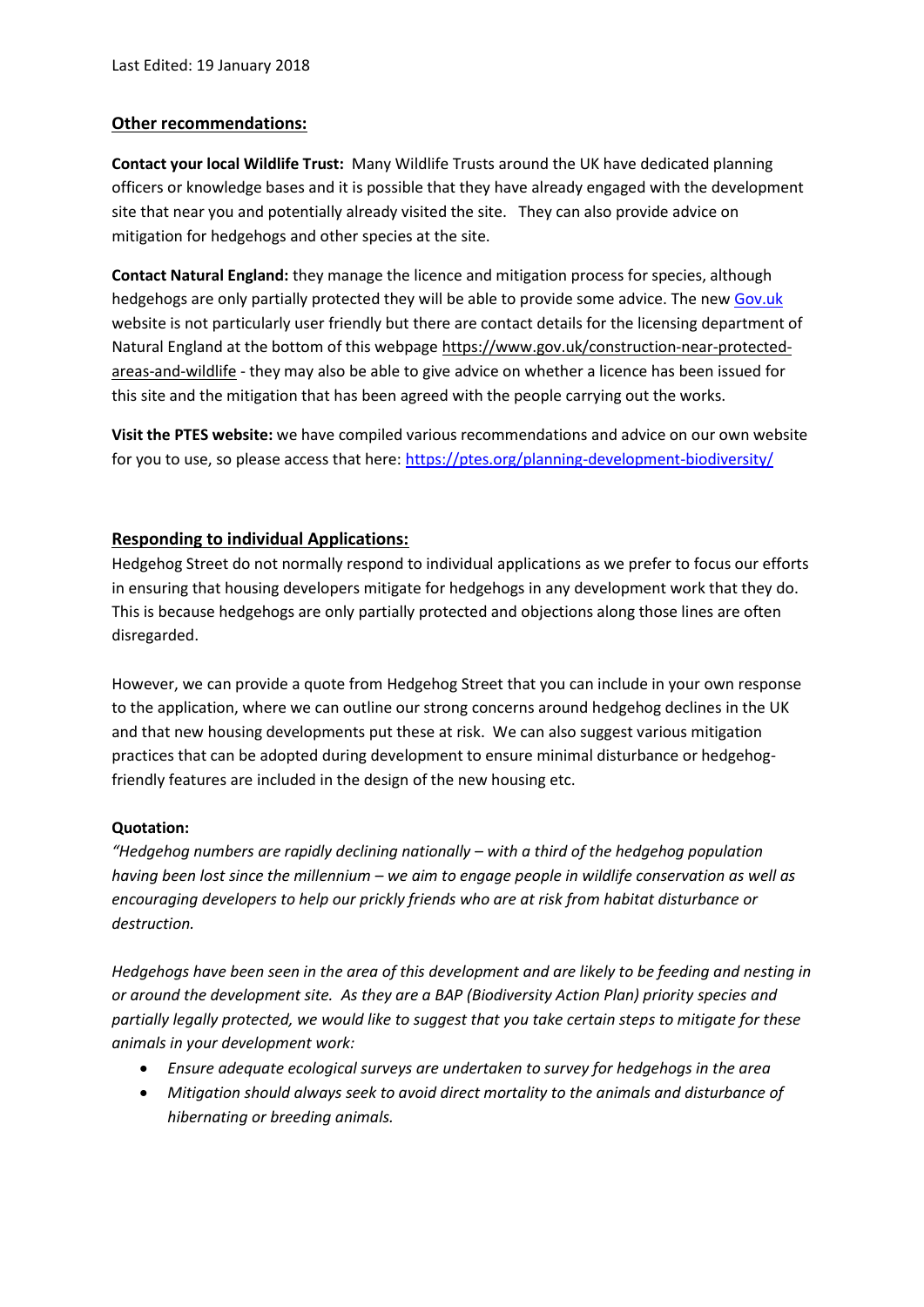Last Edited: 19 January 2018

## Other recommendations:

**Contact your local Wildlife Trust:** Many Wildlife Trusts around the UK have dedicated planning officers or knowledge bases and it is possible that they have already engaged with the development site that near you and potentially already visited the site. They can also provide advice on mitigation for hedgehogs and other species at the site.

**Contact Natural England:** they manage the licence and mitigation process for species, although hedgehogs are only partially protected they will be able to provide some advice. The new Gov.uk website is not particularly user friendly but there are contact details for the licensing department of Natural England at the bottom of this webpage https://www.gov.uk/construction-near-protected-areas-and-wildlife - they may also be able to give advice on whether a licence has been issued for this site and the mitigation that has been agreed with the people carrying out the works.

**Visit the PTES website:** we have compiled various recommendations and advice on our own website for you to use, so please access that here: https://ptes.org/planning-development-biodiversity/

## Responding to individual Applications:

Hedgehog Street do not normally respond to individual applications as we prefer to focus our efforts in ensuring that housing developers mitigate for hedgehogs in any development work that they do. This is because hedgehogs are only partially protected and objections along those lines are often disregarded.

However, we can provide a quote from Hedgehog Street that you can include in your own response to the application, where we can outline our strong concerns around hedgehog declines in the UK and that new housing developments put these at risk. We can also suggest various mitigation practices that can be adopted during development to ensure minimal disturbance or hedgehog-friendly features are included in the design of the new housing etc.

**Quotation:**

*"Hedgehog numbers are rapidly declining nationally – with a third of the hedgehog population having been lost since the millennium – we aim to engage people in wildlife conservation as well as encouraging developers to help our prickly friends who are at risk from habitat disturbance or destruction.*

*Hedgehogs have been seen in the area of this development and are likely to be feeding and nesting in or around the development site. As they are a BAP (Biodiversity Action Plan) priority species and partially legally protected, we would like to suggest that you take certain steps to mitigate for these animals in your development work:*

- *Ensure adequate ecological surveys are undertaken to survey for hedgehogs in the area*
- *Mitigation should always seek to avoid direct mortality to the animals and disturbance of hibernating or breeding animals.*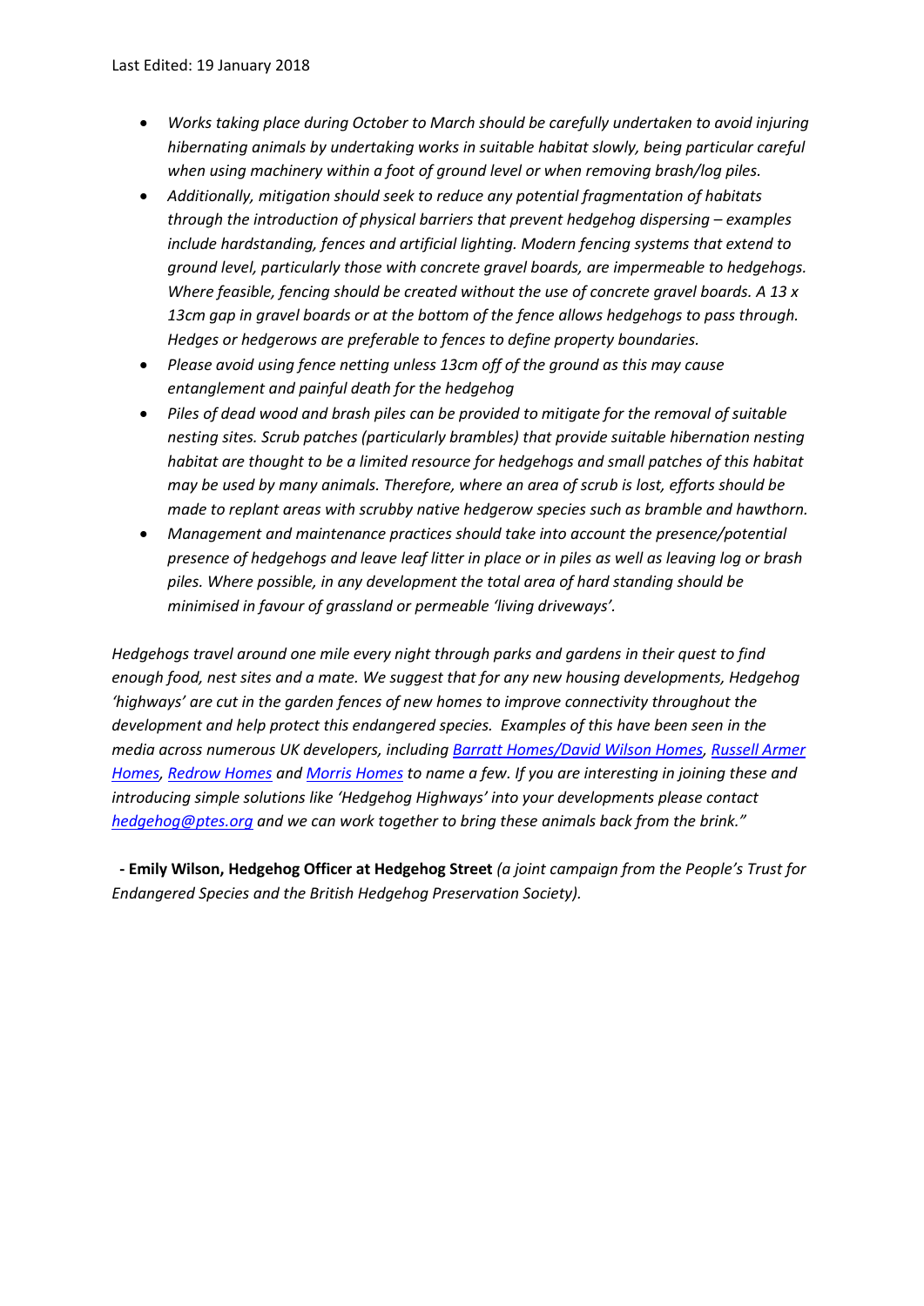Last Edited: 19 January 2018

- *Works taking place during October to March should be carefully undertaken to avoid injuring hibernating animals by undertaking works in suitable habitat slowly, being particular careful when using machinery within a foot of ground level or when removing brash/log piles.*
- *Additionally, mitigation should seek to reduce any potential fragmentation of habitats through the introduction of physical barriers that prevent hedgehog dispersing – examples include hardstanding, fences and artificial lighting. Modern fencing systems that extend to ground level, particularly those with concrete gravel boards, are impermeable to hedgehogs. Where feasible, fencing should be created without the use of concrete gravel boards. A 13 x 13cm gap in gravel boards or at the bottom of the fence allows hedgehogs to pass through. Hedges or hedgerows are preferable to fences to define property boundaries.*
- *Please avoid using fence netting unless 13cm off of the ground as this may cause entanglement and painful death for the hedgehog*
- *Piles of dead wood and brash piles can be provided to mitigate for the removal of suitable nesting sites. Scrub patches (particularly brambles) that provide suitable hibernation nesting habitat are thought to be a limited resource for hedgehogs and small patches of this habitat may be used by many animals. Therefore, where an area of scrub is lost, efforts should be made to replant areas with scrubby native hedgerow species such as bramble and hawthorn.*
- *Management and maintenance practices should take into account the presence/potential presence of hedgehogs and leave leaf litter in place or in piles as well as leaving log or brash piles. Where possible, in any development the total area of hard standing should be minimised in favour of grassland or permeable 'living driveways'.*

*Hedgehogs travel around one mile every night through parks and gardens in their quest to find enough food, nest sites and a mate. We suggest that for any new housing developments, Hedgehog 'highways' are cut in the garden fences of new homes to improve connectivity throughout the development and help protect this endangered species. Examples of this have been seen in the media across numerous UK developers, including Barratt Homes/David Wilson Homes, Russell Armer Homes, Redrow Homes and Morris Homes to name a few. If you are interesting in joining these and introducing simple solutions like 'Hedgehog Highways' into your developments please contact hedgehog@ptes.org and we can work together to bring these animals back from the brink."*

**- Emily Wilson, Hedgehog Officer at Hedgehog Street** *(a joint campaign from the People's Trust for Endangered Species and the British Hedgehog Preservation Society).*